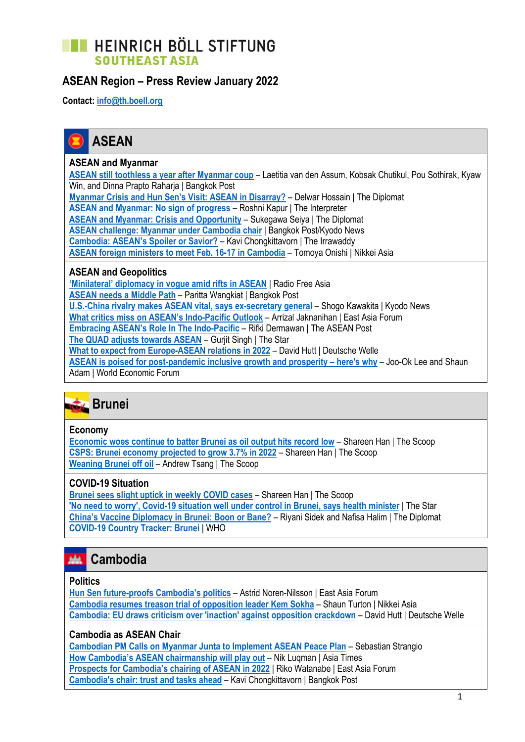HEINRICH BÖLL STIFTUNG
SOUTHEAST ASIA

# ASEAN Region – Press Review January 2022

**Contact:** info@th.boell.org

## ASEAN

### ASEAN and Myanmar

ASEAN still toothless a year after Myanmar coup – Laetitia van den Assum, Kobsak Chutikul, Pou Sothirak, Kyaw Win, and Dinna Prapto Raharja | Bangkok Post
Myanmar Crisis and Hun Sen's Visit: ASEAN in Disarray? – Delwar Hossain | The Diplomat
ASEAN and Myanmar: No sign of progress – Roshni Kapur | The Interpreter
ASEAN and Myanmar: Crisis and Opportunity – Sukegawa Seiya | The Diplomat
ASEAN challenge: Myanmar under Cambodia chair | Bangkok Post/Kyodo News
Cambodia: ASEAN's Spoiler or Savior? – Kavi Chongkittavorn | The Irrawaddy
ASEAN foreign ministers to meet Feb. 16-17 in Cambodia – Tomoya Onishi | Nikkei Asia

### ASEAN and Geopolitics

'Minilateral' diplomacy in vogue amid rifts in ASEAN | Radio Free Asia
ASEAN needs a Middle Path – Paritta Wangkiat | Bangkok Post
U.S.-China rivalry makes ASEAN vital, says ex-secretary general – Shogo Kawakita | Kyodo News
What critics miss on ASEAN's Indo-Pacific Outlook – Arrizal Jaknanihan | East Asia Forum
Embracing ASEAN's Role In The Indo-Pacific – Rifki Dermawan | The ASEAN Post
The QUAD adjusts towards ASEAN – Gurjit Singh | The Star
What to expect from Europe-ASEAN relations in 2022 – David Hutt | Deutsche Welle
ASEAN is poised for post-pandemic inclusive growth and prosperity – here's why – Joo-Ok Lee and Shaun Adam | World Economic Forum

## Brunei

### Economy

Economic woes continue to batter Brunei as oil output hits record low – Shareen Han | The Scoop
CSPS: Brunei economy projected to grow 3.7% in 2022 – Shareen Han | The Scoop
Weaning Brunei off oil – Andrew Tsang | The Scoop

### COVID-19 Situation

Brunei sees slight uptick in weekly COVID cases – Shareen Han | The Scoop
'No need to worry', Covid-19 situation well under control in Brunei, says health minister | The Star
China's Vaccine Diplomacy in Brunei: Boon or Bane? – Riyani Sidek and Nafisa Halim | The Diplomat
COVID-19 Country Tracker: Brunei | WHO

## Cambodia

### Politics

Hun Sen future-proofs Cambodia's politics – Astrid Noren-Nilsson | East Asia Forum
Cambodia resumes treason trial of opposition leader Kem Sokha – Shaun Turton | Nikkei Asia
Cambodia: EU draws criticism over 'inaction' against opposition crackdown – David Hutt | Deutsche Welle

### Cambodia as ASEAN Chair

Cambodian PM Calls on Myanmar Junta to Implement ASEAN Peace Plan – Sebastian Strangio
How Cambodia's ASEAN chairmanship will play out – Nik Luqman | Asia Times
Prospects for Cambodia's chairing of ASEAN in 2022 | Riko Watanabe | East Asia Forum
Cambodia's chair: trust and tasks ahead – Kavi Chongkittavorn | Bangkok Post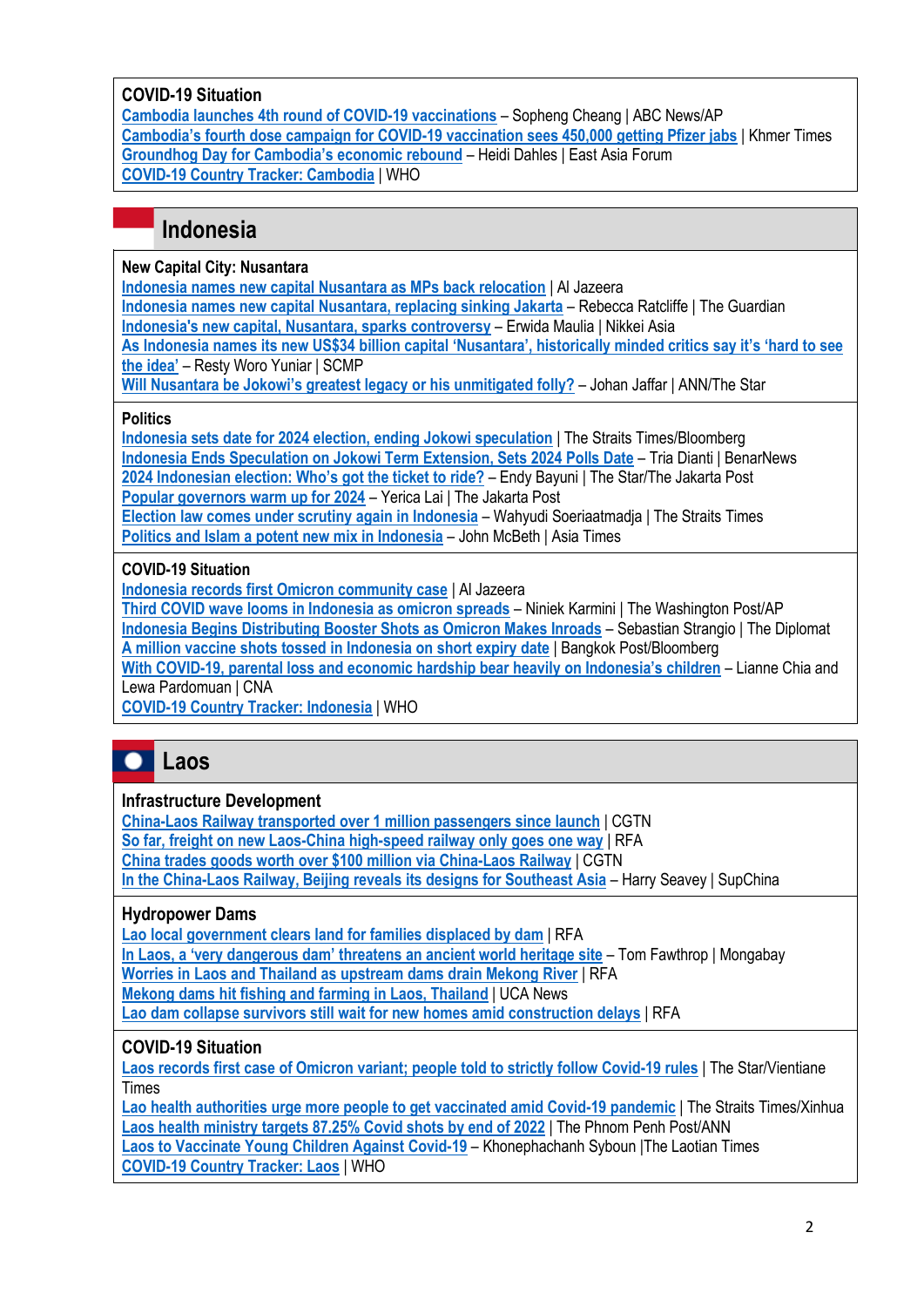**COVID-19 Situation**

Cambodia launches 4th round of COVID-19 vaccinations – Sopheng Cheang | ABC News/AP
Cambodia's fourth dose campaign for COVID-19 vaccination sees 450,000 getting Pfizer jabs | Khmer Times
Groundhog Day for Cambodia's economic rebound – Heidi Dahles | East Asia Forum
COVID-19 Country Tracker: Cambodia | WHO

## Indonesia

**New Capital City: Nusantara**

Indonesia names new capital Nusantara as MPs back relocation | Al Jazeera
Indonesia names new capital Nusantara, replacing sinking Jakarta – Rebecca Ratcliffe | The Guardian
Indonesia's new capital, Nusantara, sparks controversy – Erwida Maulia | Nikkei Asia
As Indonesia names its new US$34 billion capital 'Nusantara', historically minded critics say it's 'hard to see the idea' – Resty Woro Yuniar | SCMP
Will Nusantara be Jokowi's greatest legacy or his unmitigated folly? – Johan Jaffar | ANN/The Star

**Politics**

Indonesia sets date for 2024 election, ending Jokowi speculation | The Straits Times/Bloomberg
Indonesia Ends Speculation on Jokowi Term Extension, Sets 2024 Polls Date – Tria Dianti | BenarNews
2024 Indonesian election: Who's got the ticket to ride? – Endy Bayuni | The Star/The Jakarta Post
Popular governors warm up for 2024 – Yerica Lai | The Jakarta Post
Election law comes under scrutiny again in Indonesia – Wahyudi Soeriaatmadja | The Straits Times
Politics and Islam a potent new mix in Indonesia – John McBeth | Asia Times

**COVID-19 Situation**

Indonesia records first Omicron community case | Al Jazeera
Third COVID wave looms in Indonesia as omicron spreads – Niniek Karmini | The Washington Post/AP
Indonesia Begins Distributing Booster Shots as Omicron Makes Inroads – Sebastian Strangio | The Diplomat
A million vaccine shots tossed in Indonesia on short expiry date | Bangkok Post/Bloomberg
With COVID-19, parental loss and economic hardship bear heavily on Indonesia's children – Lianne Chia and Lewa Pardomuan | CNA
COVID-19 Country Tracker: Indonesia | WHO

## Laos

**Infrastructure Development**

China-Laos Railway transported over 1 million passengers since launch | CGTN
So far, freight on new Laos-China high-speed railway only goes one way | RFA
China trades goods worth over $100 million via China-Laos Railway | CGTN
In the China-Laos Railway, Beijing reveals its designs for Southeast Asia – Harry Seavey | SupChina

**Hydropower Dams**

Lao local government clears land for families displaced by dam | RFA
In Laos, a 'very dangerous dam' threatens an ancient world heritage site – Tom Fawthrop | Mongabay
Worries in Laos and Thailand as upstream dams drain Mekong River | RFA
Mekong dams hit fishing and farming in Laos, Thailand | UCA News
Lao dam collapse survivors still wait for new homes amid construction delays | RFA

**COVID-19 Situation**

Laos records first case of Omicron variant; people told to strictly follow Covid-19 rules | The Star/Vientiane Times
Lao health authorities urge more people to get vaccinated amid Covid-19 pandemic | The Straits Times/Xinhua
Laos health ministry targets 87.25% Covid shots by end of 2022 | The Phnom Penh Post/ANN
Laos to Vaccinate Young Children Against Covid-19 – Khonephachanh Syboun |The Laotian Times
COVID-19 Country Tracker: Laos | WHO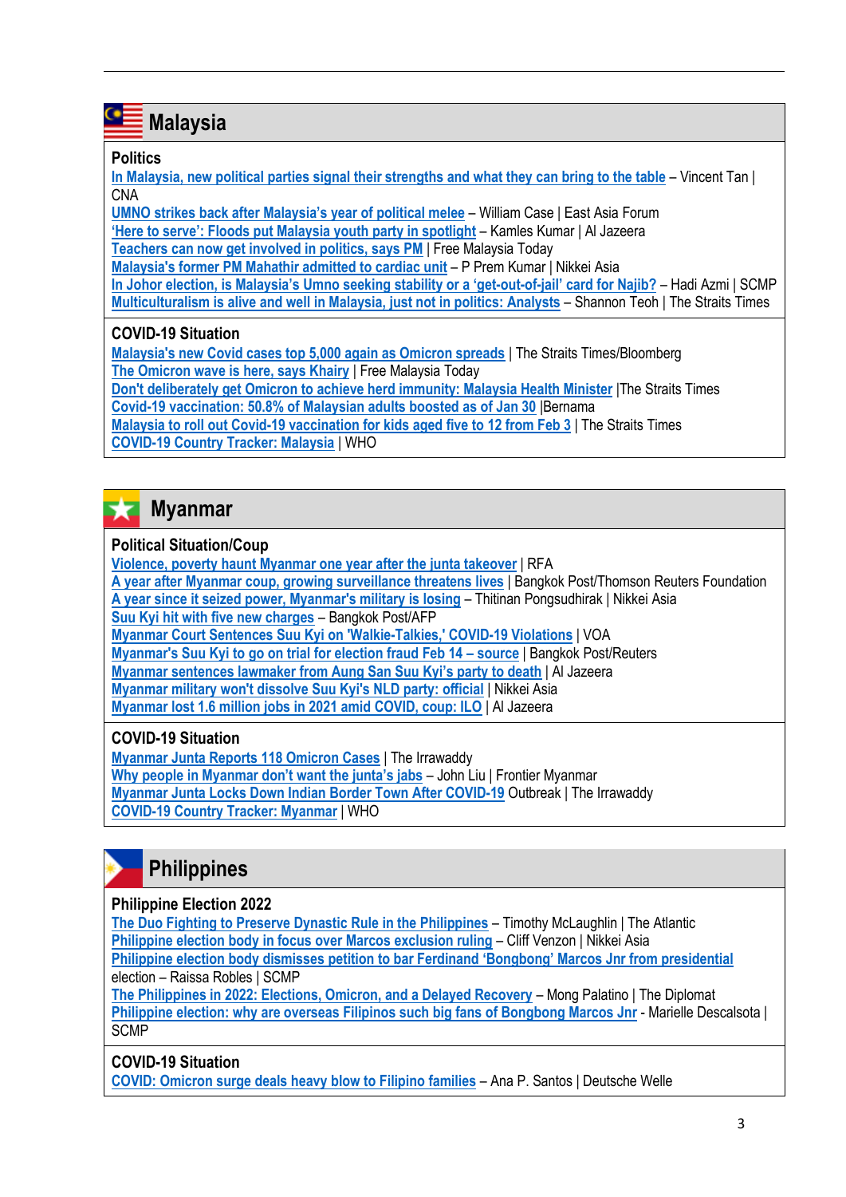## Malaysia

### Politics

In Malaysia, new political parties signal their strengths and what they can bring to the table – Vincent Tan | CNA
UMNO strikes back after Malaysia's year of political melee – William Case | East Asia Forum
'Here to serve': Floods put Malaysia youth party in spotlight – Kamles Kumar | Al Jazeera
Teachers can now get involved in politics, says PM | Free Malaysia Today
Malaysia's former PM Mahathir admitted to cardiac unit – P Prem Kumar | Nikkei Asia
In Johor election, is Malaysia's Umno seeking stability or a 'get-out-of-jail' card for Najib? – Hadi Azmi | SCMP
Multiculturalism is alive and well in Malaysia, just not in politics: Analysts – Shannon Teoh | The Straits Times

### COVID-19 Situation

Malaysia's new Covid cases top 5,000 again as Omicron spreads | The Straits Times/Bloomberg
The Omicron wave is here, says Khairy | Free Malaysia Today
Don't deliberately get Omicron to achieve herd immunity: Malaysia Health Minister |The Straits Times
Covid-19 vaccination: 50.8% of Malaysian adults boosted as of Jan 30 |Bernama
Malaysia to roll out Covid-19 vaccination for kids aged five to 12 from Feb 3 | The Straits Times
COVID-19 Country Tracker: Malaysia | WHO

## Myanmar

### Political Situation/Coup

Violence, poverty haunt Myanmar one year after the junta takeover | RFA
A year after Myanmar coup, growing surveillance threatens lives | Bangkok Post/Thomson Reuters Foundation
A year since it seized power, Myanmar's military is losing – Thitinan Pongsudhirak | Nikkei Asia
Suu Kyi hit with five new charges – Bangkok Post/AFP
Myanmar Court Sentences Suu Kyi on 'Walkie-Talkies,' COVID-19 Violations | VOA
Myanmar's Suu Kyi to go on trial for election fraud Feb 14 – source | Bangkok Post/Reuters
Myanmar sentences lawmaker from Aung San Suu Kyi's party to death | Al Jazeera
Myanmar military won't dissolve Suu Kyi's NLD party: official | Nikkei Asia
Myanmar lost 1.6 million jobs in 2021 amid COVID, coup: ILO | Al Jazeera

### COVID-19 Situation

Myanmar Junta Reports 118 Omicron Cases | The Irrawaddy
Why people in Myanmar don't want the junta's jabs – John Liu | Frontier Myanmar
Myanmar Junta Locks Down Indian Border Town After COVID-19 Outbreak | The Irrawaddy
COVID-19 Country Tracker: Myanmar | WHO

## Philippines

### Philippine Election 2022

The Duo Fighting to Preserve Dynastic Rule in the Philippines – Timothy McLaughlin | The Atlantic
Philippine election body in focus over Marcos exclusion ruling – Cliff Venzon | Nikkei Asia
Philippine election body dismisses petition to bar Ferdinand 'Bongbong' Marcos Jnr from presidential election – Raissa Robles | SCMP
The Philippines in 2022: Elections, Omicron, and a Delayed Recovery – Mong Palatino | The Diplomat
Philippine election: why are overseas Filipinos such big fans of Bongbong Marcos Jnr - Marielle Descalsota | SCMP

### COVID-19 Situation

COVID: Omicron surge deals heavy blow to Filipino families – Ana P. Santos | Deutsche Welle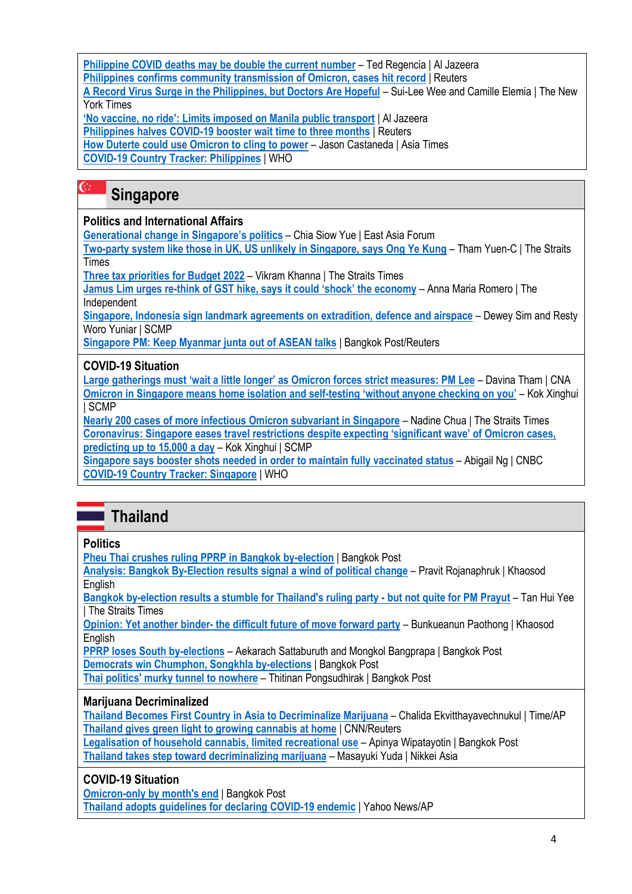Philippine COVID deaths may be double the current number – Ted Regencia | Al Jazeera
Philippines confirms community transmission of Omicron, cases hit record | Reuters
A Record Virus Surge in the Philippines, but Doctors Are Hopeful – Sui-Lee Wee and Camille Elemia | The New York Times
'No vaccine, no ride': Limits imposed on Manila public transport | Al Jazeera
Philippines halves COVID-19 booster wait time to three months | Reuters
How Duterte could use Omicron to cling to power – Jason Castaneda | Asia Times
COVID-19 Country Tracker: Philippines | WHO

## Singapore

### Politics and International Affairs

Generational change in Singapore's politics – Chia Siow Yue | East Asia Forum
Two-party system like those in UK, US unlikely in Singapore, says Ong Ye Kung – Tham Yuen-C | The Straits Times
Three tax priorities for Budget 2022 – Vikram Khanna | The Straits Times
Jamus Lim urges re-think of GST hike, says it could 'shock' the economy – Anna Maria Romero | The Independent
Singapore, Indonesia sign landmark agreements on extradition, defence and airspace – Dewey Sim and Resty Woro Yuniar | SCMP
Singapore PM: Keep Myanmar junta out of ASEAN talks | Bangkok Post/Reuters

### COVID-19 Situation

Large gatherings must 'wait a little longer' as Omicron forces strict measures: PM Lee – Davina Tham | CNA
Omicron in Singapore means home isolation and self-testing 'without anyone checking on you' – Kok Xinghui | SCMP
Nearly 200 cases of more infectious Omicron subvariant in Singapore – Nadine Chua | The Straits Times
Coronavirus: Singapore eases travel restrictions despite expecting 'significant wave' of Omicron cases, predicting up to 15,000 a day – Kok Xinghui | SCMP
Singapore says booster shots needed in order to maintain fully vaccinated status – Abigail Ng | CNBC
COVID-19 Country Tracker: Singapore | WHO

## Thailand

### Politics

Pheu Thai crushes ruling PPRP in Bangkok by-election | Bangkok Post
Analysis: Bangkok By-Election results signal a wind of political change – Pravit Rojanaphruk | Khaosod English
Bangkok by-election results a stumble for Thailand's ruling party - but not quite for PM Prayut – Tan Hui Yee | The Straits Times
Opinion: Yet another binder- the difficult future of move forward party – Bunkueanun Paothong | Khaosod English
PPRP loses South by-elections – Aekarach Sattaburuth and Mongkol Bangprapa | Bangkok Post
Democrats win Chumphon, Songkhla by-elections | Bangkok Post
Thai politics' murky tunnel to nowhere – Thitinan Pongsudhirak | Bangkok Post

### Marijuana Decriminalized

Thailand Becomes First Country in Asia to Decriminalize Marijuana – Chalida Ekvitthayavechnukul | Time/AP
Thailand gives green light to growing cannabis at home | CNN/Reuters
Legalisation of household cannabis, limited recreational use – Apinya Wipatayotin | Bangkok Post
Thailand takes step toward decriminalizing marijuana – Masayuki Yuda | Nikkei Asia

### COVID-19 Situation

Omicron-only by month's end | Bangkok Post
Thailand adopts guidelines for declaring COVID-19 endemic | Yahoo News/AP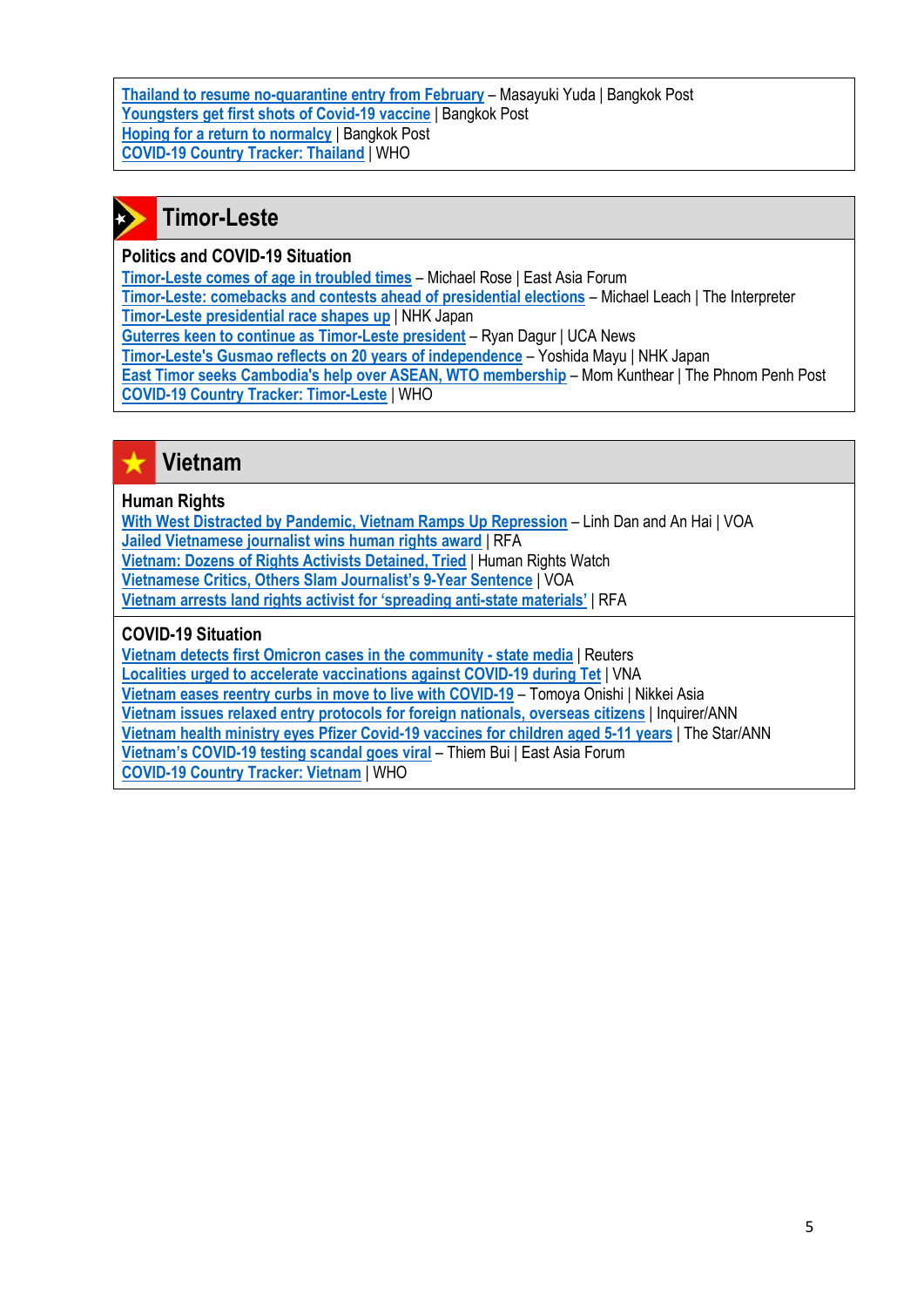Thailand to resume no-quarantine entry from February – Masayuki Yuda | Bangkok Post
Youngsters get first shots of Covid-19 vaccine | Bangkok Post
Hoping for a return to normalcy | Bangkok Post
COVID-19 Country Tracker: Thailand | WHO

## Timor-Leste

### Politics and COVID-19 Situation

Timor-Leste comes of age in troubled times – Michael Rose | East Asia Forum
Timor-Leste: comebacks and contests ahead of presidential elections – Michael Leach | The Interpreter
Timor-Leste presidential race shapes up | NHK Japan
Guterres keen to continue as Timor-Leste president – Ryan Dagur | UCA News
Timor-Leste's Gusmao reflects on 20 years of independence – Yoshida Mayu | NHK Japan
East Timor seeks Cambodia's help over ASEAN, WTO membership – Mom Kunthear | The Phnom Penh Post
COVID-19 Country Tracker: Timor-Leste | WHO

## Vietnam

### Human Rights

With West Distracted by Pandemic, Vietnam Ramps Up Repression – Linh Dan and An Hai | VOA
Jailed Vietnamese journalist wins human rights award | RFA
Vietnam: Dozens of Rights Activists Detained, Tried | Human Rights Watch
Vietnamese Critics, Others Slam Journalist's 9-Year Sentence | VOA
Vietnam arrests land rights activist for 'spreading anti-state materials' | RFA

### COVID-19 Situation

Vietnam detects first Omicron cases in the community - state media | Reuters
Localities urged to accelerate vaccinations against COVID-19 during Tet | VNA
Vietnam eases reentry curbs in move to live with COVID-19 – Tomoya Onishi | Nikkei Asia
Vietnam issues relaxed entry protocols for foreign nationals, overseas citizens | Inquirer/ANN
Vietnam health ministry eyes Pfizer Covid-19 vaccines for children aged 5-11 years | The Star/ANN
Vietnam's COVID-19 testing scandal goes viral – Thiem Bui | East Asia Forum
COVID-19 Country Tracker: Vietnam | WHO